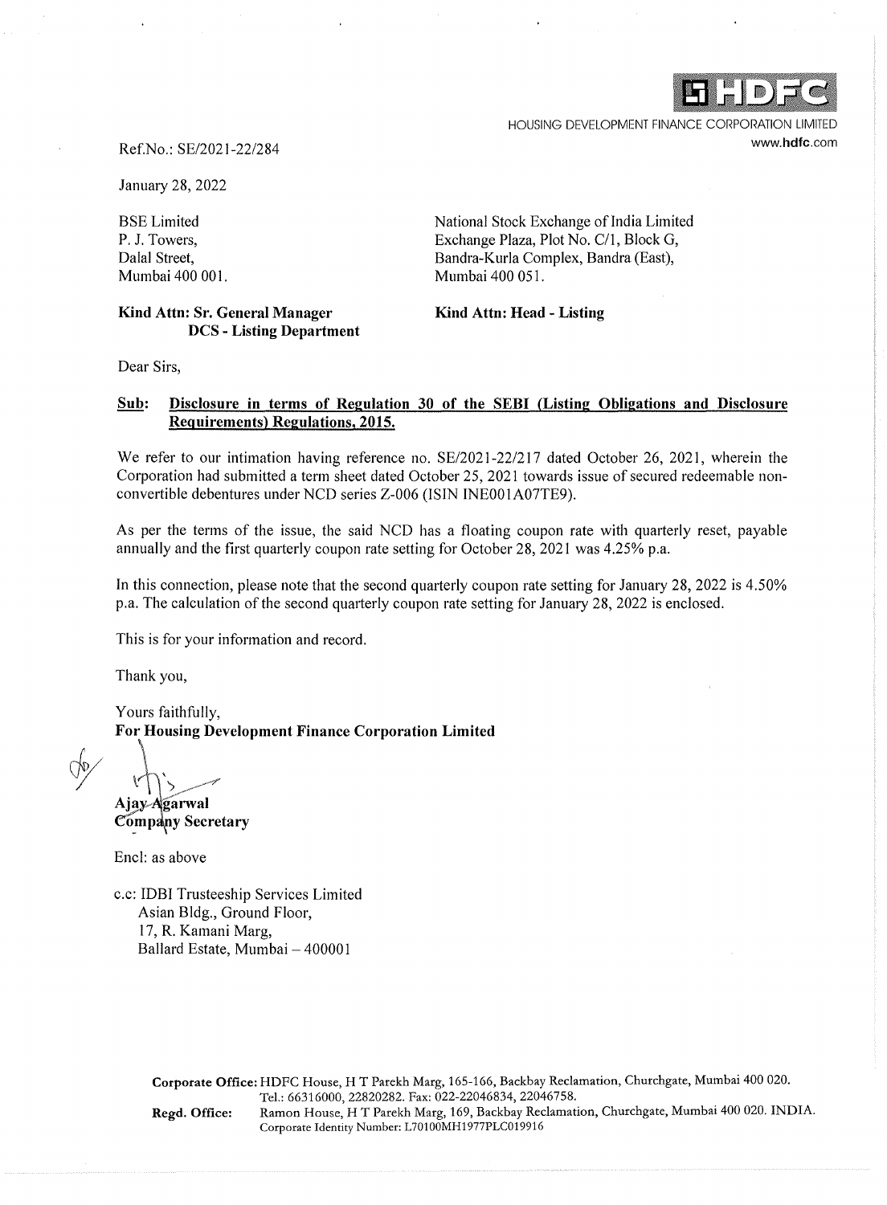HDFC

HOUSING DEVELOPMENT FINANCE CORPORATION LIMITED
www.hdfc.com

Ref.No.: SE/2021-22/284

January 28, 2022

BSE Limited
P. J. Towers,
Dalal Street,
Mumbai 400 001.

**Kind Attn: Sr. General Manager**
**DCS - Listing Department**

National Stock Exchange of India Limited
Exchange Plaza, Plot No. C/1, Block G,
Bandra-Kurla Complex, Bandra (East),
Mumbai 400 051.

**Kind Attn: Head - Listing**

Dear Sirs,

**Sub: Disclosure in terms of Regulation 30 of the SEBI (Listing Obligations and Disclosure Requirements) Regulations, 2015.**

We refer to our intimation having reference no. SE/2021-22/217 dated October 26, 2021, wherein the Corporation had submitted a term sheet dated October 25, 2021 towards issue of secured redeemable non-convertible debentures under NCD series Z-006 (ISIN INE001A07TE9).

As per the terms of the issue, the said NCD has a floating coupon rate with quarterly reset, payable annually and the first quarterly coupon rate setting for October 28, 2021 was 4.25% p.a.

In this connection, please note that the second quarterly coupon rate setting for January 28, 2022 is 4.50% p.a. The calculation of the second quarterly coupon rate setting for January 28, 2022 is enclosed.

This is for your information and record.

Thank you,

Yours faithfully,
**For Housing Development Finance Corporation Limited**

**Ajay Agarwal**
**Company Secretary**

Encl: as above

c.c: IDBI Trusteeship Services Limited
Asian Bldg., Ground Floor,
17, R. Kamani Marg,
Ballard Estate, Mumbai – 400001

**Corporate Office:** HDFC House, H T Parekh Marg, 165-166, Backbay Reclamation, Churchgate, Mumbai 400 020. Tel.: 66316000, 22820282. Fax: 022-22046834, 22046758.
**Regd. Office:** Ramon House, H T Parekh Marg, 169, Backbay Reclamation, Churchgate, Mumbai 400 020. INDIA. Corporate Identity Number: L70100MH1977PLC019916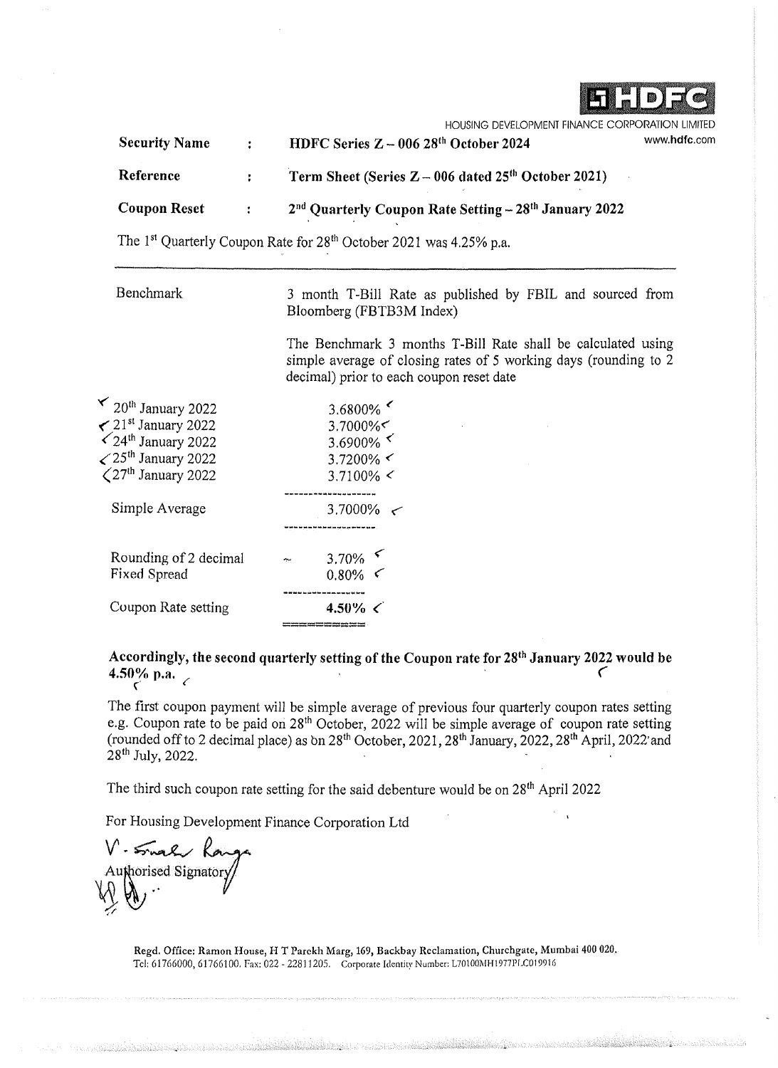HDFC

HOUSING DEVELOPMENT FINANCE CORPORATION LIMITED

www.hdfc.com

| | | |
|---|---|---|
| **Security Name** | : | **HDFC Series Z – 006 28th October 2024** |
| **Reference** | : | **Term Sheet (Series Z – 006 dated 25th October 2021)** |
| **Coupon Reset** | : | **2nd Quarterly Coupon Rate Setting – 28th January 2022** |

The 1st Quarterly Coupon Rate for 28th October 2021 was 4.25% p.a.

---

| | |
|---|---|
| Benchmark | 3 month T-Bill Rate as published by FBIL and sourced from Bloomberg (FBTB3M Index)<br><br>The Benchmark 3 months T-Bill Rate shall be calculated using simple average of closing rates of 5 working days (rounding to 2 decimal) prior to each coupon reset date |
| 20th January 2022 | 3.6800% |
| 21st January 2022 | 3.7000% |
| 24th January 2022 | 3.6900% |
| 25th January 2022 | 3.7200% |
| 27th January 2022 | 3.7100% |
| Simple Average | 3.7000% |
| Rounding of 2 decimal | 3.70% |
| Fixed Spread | 0.80% |
| Coupon Rate setting | **4.50%** |

**Accordingly, the second quarterly setting of the Coupon rate for 28th January 2022 would be 4.50% p.a.**

The first coupon payment will be simple average of previous four quarterly coupon rates setting e.g. Coupon rate to be paid on 28th October, 2022 will be simple average of coupon rate setting (rounded off to 2 decimal place) as on 28th October, 2021, 28th January, 2022, 28th April, 2022 and 28th July, 2022.

The third such coupon rate setting for the said debenture would be on 28th April 2022

For Housing Development Finance Corporation Ltd

Authorised Signatory

Regd. Office: Ramon House, H T Parekh Marg, 169, Backbay Reclamation, Churchgate, Mumbai 400 020.
Tel: 61766000, 61766100. Fax: 022 - 22811205. Corporate Identity Number: L70100MH1977PLC019916